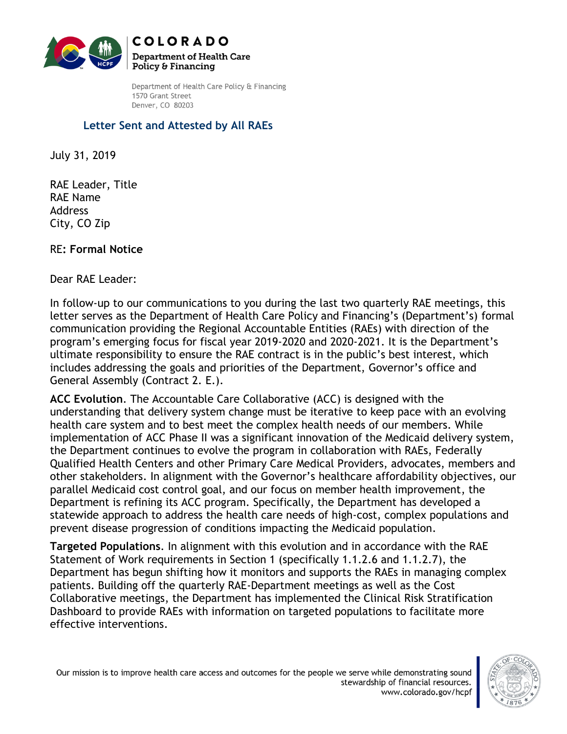COLORADO
Department of Health Care Policy & Financing

Department of Health Care Policy & Financing
1570 Grant Street
Denver, CO 80203

**Letter Sent and Attested by All RAEs**

July 31, 2019

RAE Leader, Title
RAE Name
Address
City, CO Zip

RE: **Formal Notice**

Dear RAE Leader:

In follow-up to our communications to you during the last two quarterly RAE meetings, this letter serves as the Department of Health Care Policy and Financing's (Department's) formal communication providing the Regional Accountable Entities (RAEs) with direction of the program's emerging focus for fiscal year 2019-2020 and 2020-2021. It is the Department's ultimate responsibility to ensure the RAE contract is in the public's best interest, which includes addressing the goals and priorities of the Department, Governor's office and General Assembly (Contract 2. E.).

**ACC Evolution**. The Accountable Care Collaborative (ACC) is designed with the understanding that delivery system change must be iterative to keep pace with an evolving health care system and to best meet the complex health needs of our members. While implementation of ACC Phase II was a significant innovation of the Medicaid delivery system, the Department continues to evolve the program in collaboration with RAEs, Federally Qualified Health Centers and other Primary Care Medical Providers, advocates, members and other stakeholders. In alignment with the Governor's healthcare affordability objectives, our parallel Medicaid cost control goal, and our focus on member health improvement, the Department is refining its ACC program. Specifically, the Department has developed a statewide approach to address the health care needs of high-cost, complex populations and prevent disease progression of conditions impacting the Medicaid population.

**Targeted Populations**. In alignment with this evolution and in accordance with the RAE Statement of Work requirements in Section 1 (specifically 1.1.2.6 and 1.1.2.7), the Department has begun shifting how it monitors and supports the RAEs in managing complex patients. Building off the quarterly RAE-Department meetings as well as the Cost Collaborative meetings, the Department has implemented the Clinical Risk Stratification Dashboard to provide RAEs with information on targeted populations to facilitate more effective interventions.

Our mission is to improve health care access and outcomes for the people we serve while demonstrating sound stewardship of financial resources.
www.colorado.gov/hcpf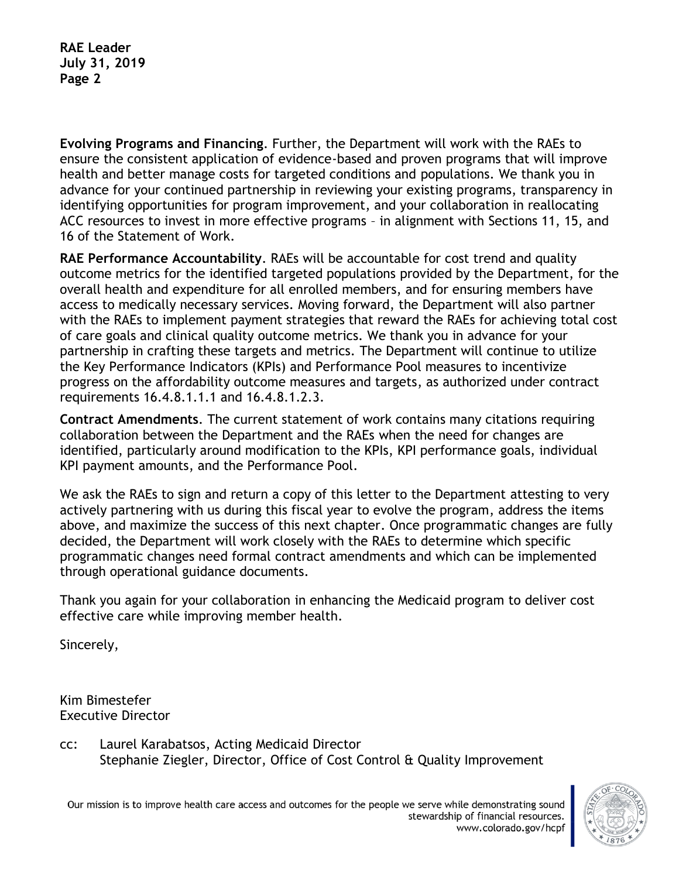**Evolving Programs and Financing**. Further, the Department will work with the RAEs to ensure the consistent application of evidence-based and proven programs that will improve health and better manage costs for targeted conditions and populations. We thank you in advance for your continued partnership in reviewing your existing programs, transparency in identifying opportunities for program improvement, and your collaboration in reallocating ACC resources to invest in more effective programs – in alignment with Sections 11, 15, and 16 of the Statement of Work.

**RAE Performance Accountability**. RAEs will be accountable for cost trend and quality outcome metrics for the identified targeted populations provided by the Department, for the overall health and expenditure for all enrolled members, and for ensuring members have access to medically necessary services. Moving forward, the Department will also partner with the RAEs to implement payment strategies that reward the RAEs for achieving total cost of care goals and clinical quality outcome metrics. We thank you in advance for your partnership in crafting these targets and metrics. The Department will continue to utilize the Key Performance Indicators (KPIs) and Performance Pool measures to incentivize progress on the affordability outcome measures and targets, as authorized under contract requirements 16.4.8.1.1.1 and 16.4.8.1.2.3.

**Contract Amendments**. The current statement of work contains many citations requiring collaboration between the Department and the RAEs when the need for changes are identified, particularly around modification to the KPIs, KPI performance goals, individual KPI payment amounts, and the Performance Pool.

We ask the RAEs to sign and return a copy of this letter to the Department attesting to very actively partnering with us during this fiscal year to evolve the program, address the items above, and maximize the success of this next chapter. Once programmatic changes are fully decided, the Department will work closely with the RAEs to determine which specific programmatic changes need formal contract amendments and which can be implemented through operational guidance documents.

Thank you again for your collaboration in enhancing the Medicaid program to deliver cost effective care while improving member health.

Sincerely,

Kim Bimestefer
Executive Director

cc: Laurel Karabatsos, Acting Medicaid Director
Stephanie Ziegler, Director, Office of Cost Control & Quality Improvement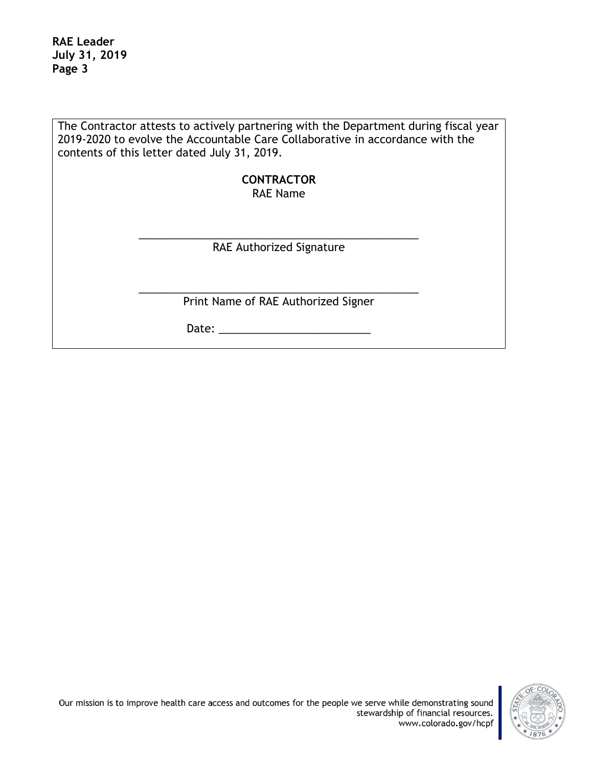The Contractor attests to actively partnering with the Department during fiscal year 2019-2020 to evolve the Accountable Care Collaborative in accordance with the contents of this letter dated July 31, 2019.

**CONTRACTOR**

RAE Name

_______________________________________________

RAE Authorized Signature

_______________________________________________

Print Name of RAE Authorized Signer

Date: _________________________

Our mission is to improve health care access and outcomes for the people we serve while demonstrating sound stewardship of financial resources.
www.colorado.gov/hcpf